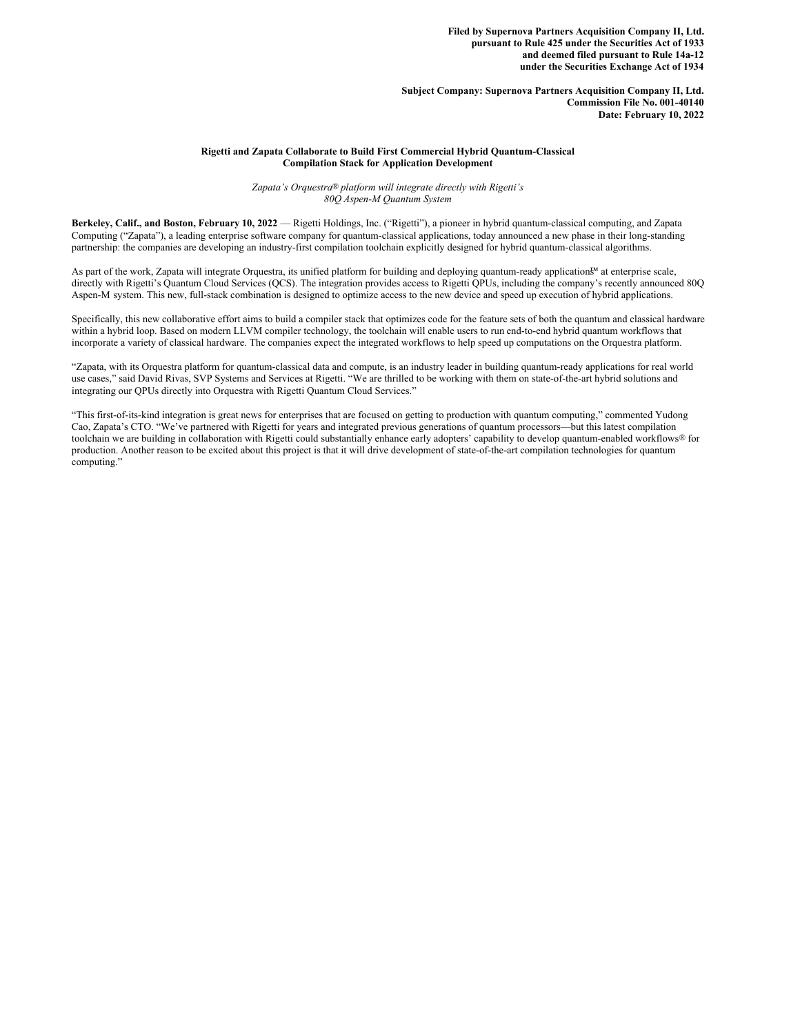**Filed by Supernova Partners Acquisition Company II, Ltd.**
**pursuant to Rule 425 under the Securities Act of 1933**
**and deemed filed pursuant to Rule 14a-12**
**under the Securities Exchange Act of 1934**

**Subject Company: Supernova Partners Acquisition Company II, Ltd.**
**Commission File No. 001-40140**
**Date: February 10, 2022**

## Rigetti and Zapata Collaborate to Build First Commercial Hybrid Quantum-Classical Compilation Stack for Application Development

*Zapata's Orquestra® platform will integrate directly with Rigetti's 80Q Aspen-M Quantum System*

**Berkeley, Calif., and Boston, February 10, 2022** — Rigetti Holdings, Inc. ("Rigetti"), a pioneer in hybrid quantum-classical computing, and Zapata Computing ("Zapata"), a leading enterprise software company for quantum-classical applications, today announced a new phase in their long-standing partnership: the companies are developing an industry-first compilation toolchain explicitly designed for hybrid quantum-classical algorithms.

As part of the work, Zapata will integrate Orquestra, its unified platform for building and deploying quantum-ready applications℠ at enterprise scale, directly with Rigetti's Quantum Cloud Services (QCS). The integration provides access to Rigetti QPUs, including the company's recently announced 80Q Aspen-M system. This new, full-stack combination is designed to optimize access to the new device and speed up execution of hybrid applications.

Specifically, this new collaborative effort aims to build a compiler stack that optimizes code for the feature sets of both the quantum and classical hardware within a hybrid loop. Based on modern LLVM compiler technology, the toolchain will enable users to run end-to-end hybrid quantum workflows that incorporate a variety of classical hardware. The companies expect the integrated workflows to help speed up computations on the Orquestra platform.

"Zapata, with its Orquestra platform for quantum-classical data and compute, is an industry leader in building quantum-ready applications for real world use cases," said David Rivas, SVP Systems and Services at Rigetti. "We are thrilled to be working with them on state-of-the-art hybrid solutions and integrating our QPUs directly into Orquestra with Rigetti Quantum Cloud Services."

"This first-of-its-kind integration is great news for enterprises that are focused on getting to production with quantum computing," commented Yudong Cao, Zapata's CTO. "We've partnered with Rigetti for years and integrated previous generations of quantum processors—but this latest compilation toolchain we are building in collaboration with Rigetti could substantially enhance early adopters' capability to develop quantum-enabled workflows® for production. Another reason to be excited about this project is that it will drive development of state-of-the-art compilation technologies for quantum computing."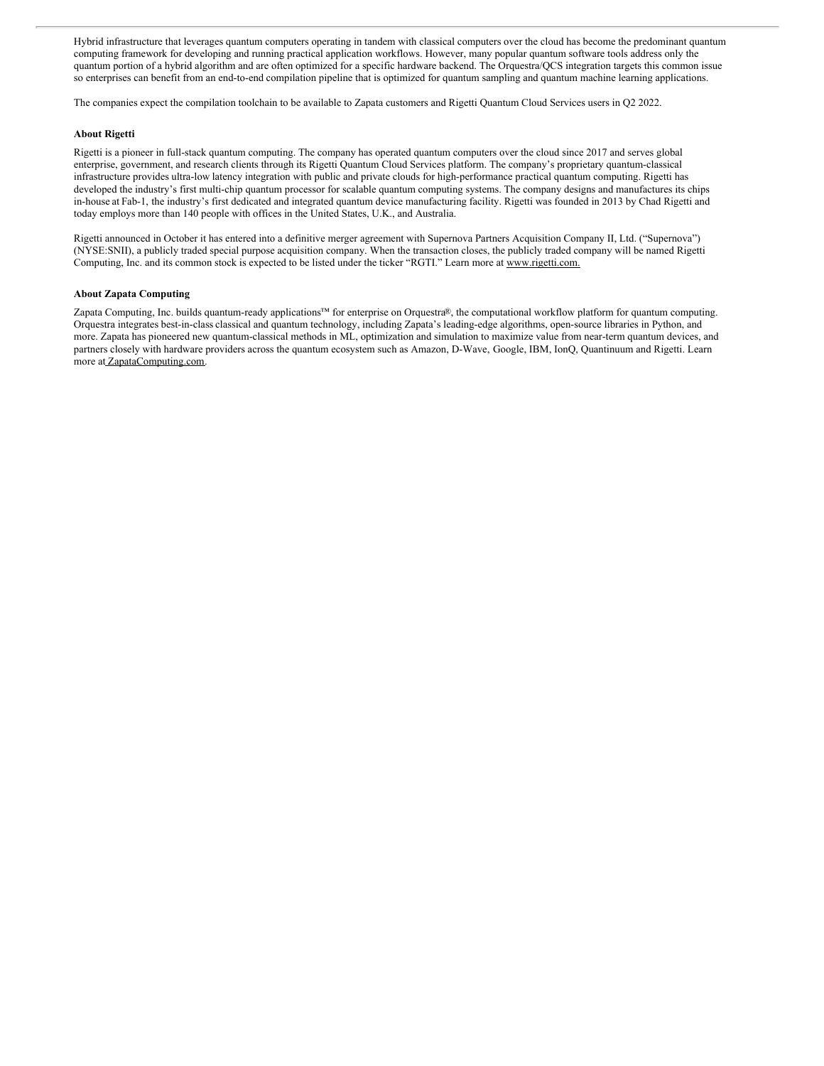Hybrid infrastructure that leverages quantum computers operating in tandem with classical computers over the cloud has become the predominant quantum computing framework for developing and running practical application workflows. However, many popular quantum software tools address only the quantum portion of a hybrid algorithm and are often optimized for a specific hardware backend. The Orquestra/QCS integration targets this common issue so enterprises can benefit from an end-to-end compilation pipeline that is optimized for quantum sampling and quantum machine learning applications.

The companies expect the compilation toolchain to be available to Zapata customers and Rigetti Quantum Cloud Services users in Q2 2022.

**About Rigetti**

Rigetti is a pioneer in full-stack quantum computing. The company has operated quantum computers over the cloud since 2017 and serves global enterprise, government, and research clients through its Rigetti Quantum Cloud Services platform. The company's proprietary quantum-classical infrastructure provides ultra-low latency integration with public and private clouds for high-performance practical quantum computing. Rigetti has developed the industry's first multi-chip quantum processor for scalable quantum computing systems. The company designs and manufactures its chips in-house at Fab-1, the industry's first dedicated and integrated quantum device manufacturing facility. Rigetti was founded in 2013 by Chad Rigetti and today employs more than 140 people with offices in the United States, U.K., and Australia.

Rigetti announced in October it has entered into a definitive merger agreement with Supernova Partners Acquisition Company II, Ltd. ("Supernova") (NYSE:SNII), a publicly traded special purpose acquisition company. When the transaction closes, the publicly traded company will be named Rigetti Computing, Inc. and its common stock is expected to be listed under the ticker "RGTI." Learn more at www.rigetti.com.

**About Zapata Computing**

Zapata Computing, Inc. builds quantum-ready applications™ for enterprise on Orquestra®, the computational workflow platform for quantum computing. Orquestra integrates best-in-class classical and quantum technology, including Zapata's leading-edge algorithms, open-source libraries in Python, and more. Zapata has pioneered new quantum-classical methods in ML, optimization and simulation to maximize value from near-term quantum devices, and partners closely with hardware providers across the quantum ecosystem such as Amazon, D-Wave, Google, IBM, IonQ, Quantinuum and Rigetti. Learn more at ZapataComputing.com.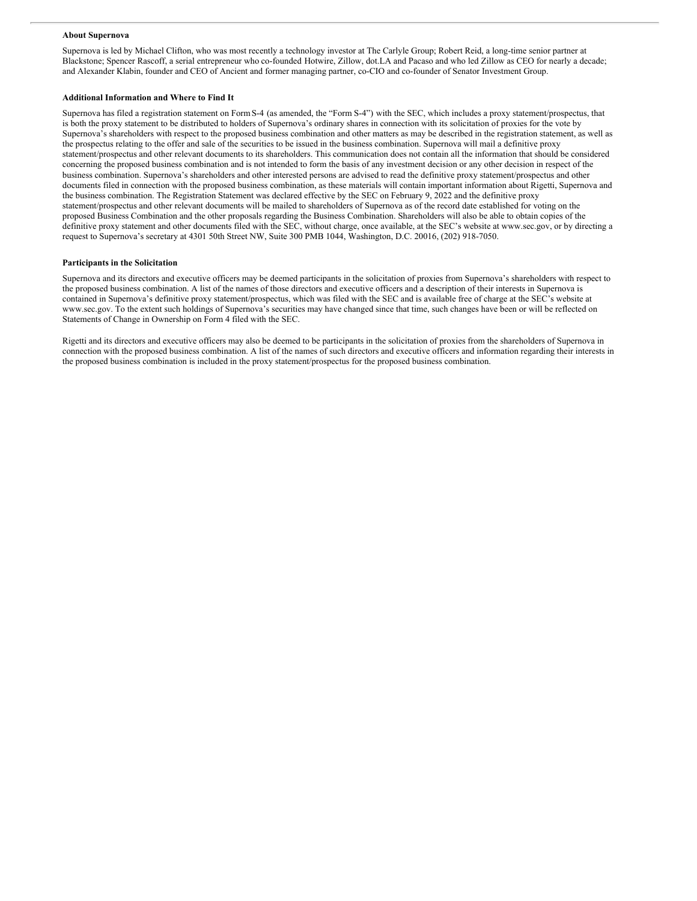**About Supernova**

Supernova is led by Michael Clifton, who was most recently a technology investor at The Carlyle Group; Robert Reid, a long-time senior partner at Blackstone; Spencer Rascoff, a serial entrepreneur who co-founded Hotwire, Zillow, dot.LA and Pacaso and who led Zillow as CEO for nearly a decade; and Alexander Klabin, founder and CEO of Ancient and former managing partner, co-CIO and co-founder of Senator Investment Group.

**Additional Information and Where to Find It**

Supernova has filed a registration statement on Form S-4 (as amended, the "Form S-4") with the SEC, which includes a proxy statement/prospectus, that is both the proxy statement to be distributed to holders of Supernova's ordinary shares in connection with its solicitation of proxies for the vote by Supernova's shareholders with respect to the proposed business combination and other matters as may be described in the registration statement, as well as the prospectus relating to the offer and sale of the securities to be issued in the business combination. Supernova will mail a definitive proxy statement/prospectus and other relevant documents to its shareholders. This communication does not contain all the information that should be considered concerning the proposed business combination and is not intended to form the basis of any investment decision or any other decision in respect of the business combination. Supernova's shareholders and other interested persons are advised to read the definitive proxy statement/prospectus and other documents filed in connection with the proposed business combination, as these materials will contain important information about Rigetti, Supernova and the business combination. The Registration Statement was declared effective by the SEC on February 9, 2022 and the definitive proxy statement/prospectus and other relevant documents will be mailed to shareholders of Supernova as of the record date established for voting on the proposed Business Combination and the other proposals regarding the Business Combination. Shareholders will also be able to obtain copies of the definitive proxy statement and other documents filed with the SEC, without charge, once available, at the SEC's website at www.sec.gov, or by directing a request to Supernova's secretary at 4301 50th Street NW, Suite 300 PMB 1044, Washington, D.C. 20016, (202) 918-7050.

**Participants in the Solicitation**

Supernova and its directors and executive officers may be deemed participants in the solicitation of proxies from Supernova's shareholders with respect to the proposed business combination. A list of the names of those directors and executive officers and a description of their interests in Supernova is contained in Supernova's definitive proxy statement/prospectus, which was filed with the SEC and is available free of charge at the SEC's website at www.sec.gov. To the extent such holdings of Supernova's securities may have changed since that time, such changes have been or will be reflected on Statements of Change in Ownership on Form 4 filed with the SEC.

Rigetti and its directors and executive officers may also be deemed to be participants in the solicitation of proxies from the shareholders of Supernova in connection with the proposed business combination. A list of the names of such directors and executive officers and information regarding their interests in the proposed business combination is included in the proxy statement/prospectus for the proposed business combination.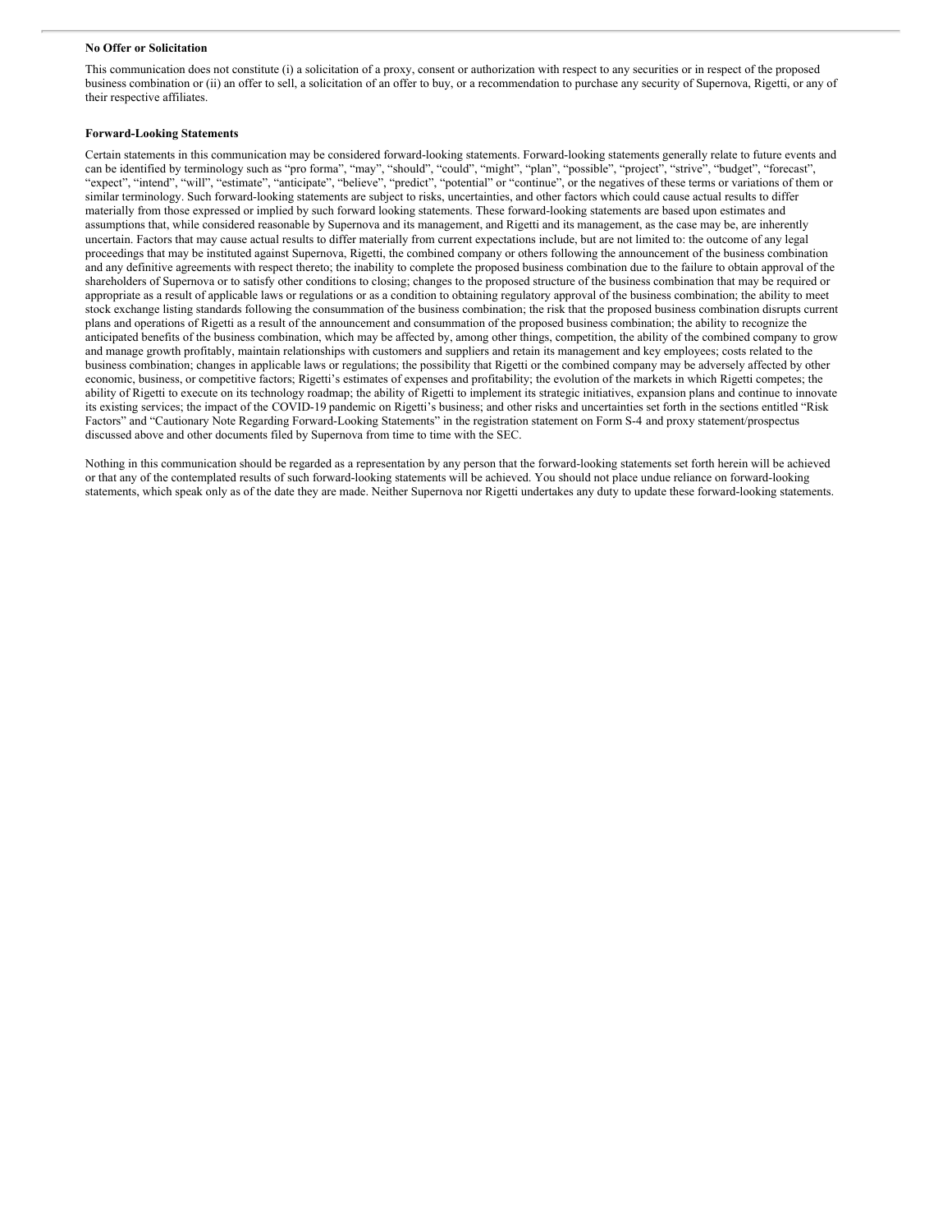**No Offer or Solicitation**

This communication does not constitute (i) a solicitation of a proxy, consent or authorization with respect to any securities or in respect of the proposed business combination or (ii) an offer to sell, a solicitation of an offer to buy, or a recommendation to purchase any security of Supernova, Rigetti, or any of their respective affiliates.

**Forward-Looking Statements**

Certain statements in this communication may be considered forward-looking statements. Forward-looking statements generally relate to future events and can be identified by terminology such as "pro forma", "may", "should", "could", "might", "plan", "possible", "project", "strive", "budget", "forecast", "expect", "intend", "will", "estimate", "anticipate", "believe", "predict", "potential" or "continue", or the negatives of these terms or variations of them or similar terminology. Such forward-looking statements are subject to risks, uncertainties, and other factors which could cause actual results to differ materially from those expressed or implied by such forward looking statements. These forward-looking statements are based upon estimates and assumptions that, while considered reasonable by Supernova and its management, and Rigetti and its management, as the case may be, are inherently uncertain. Factors that may cause actual results to differ materially from current expectations include, but are not limited to: the outcome of any legal proceedings that may be instituted against Supernova, Rigetti, the combined company or others following the announcement of the business combination and any definitive agreements with respect thereto; the inability to complete the proposed business combination due to the failure to obtain approval of the shareholders of Supernova or to satisfy other conditions to closing; changes to the proposed structure of the business combination that may be required or appropriate as a result of applicable laws or regulations or as a condition to obtaining regulatory approval of the business combination; the ability to meet stock exchange listing standards following the consummation of the business combination; the risk that the proposed business combination disrupts current plans and operations of Rigetti as a result of the announcement and consummation of the proposed business combination; the ability to recognize the anticipated benefits of the business combination, which may be affected by, among other things, competition, the ability of the combined company to grow and manage growth profitably, maintain relationships with customers and suppliers and retain its management and key employees; costs related to the business combination; changes in applicable laws or regulations; the possibility that Rigetti or the combined company may be adversely affected by other economic, business, or competitive factors; Rigetti's estimates of expenses and profitability; the evolution of the markets in which Rigetti competes; the ability of Rigetti to execute on its technology roadmap; the ability of Rigetti to implement its strategic initiatives, expansion plans and continue to innovate its existing services; the impact of the COVID-19 pandemic on Rigetti's business; and other risks and uncertainties set forth in the sections entitled "Risk Factors" and "Cautionary Note Regarding Forward-Looking Statements" in the registration statement on Form S-4 and proxy statement/prospectus discussed above and other documents filed by Supernova from time to time with the SEC.

Nothing in this communication should be regarded as a representation by any person that the forward-looking statements set forth herein will be achieved or that any of the contemplated results of such forward-looking statements will be achieved. You should not place undue reliance on forward-looking statements, which speak only as of the date they are made. Neither Supernova nor Rigetti undertakes any duty to update these forward-looking statements.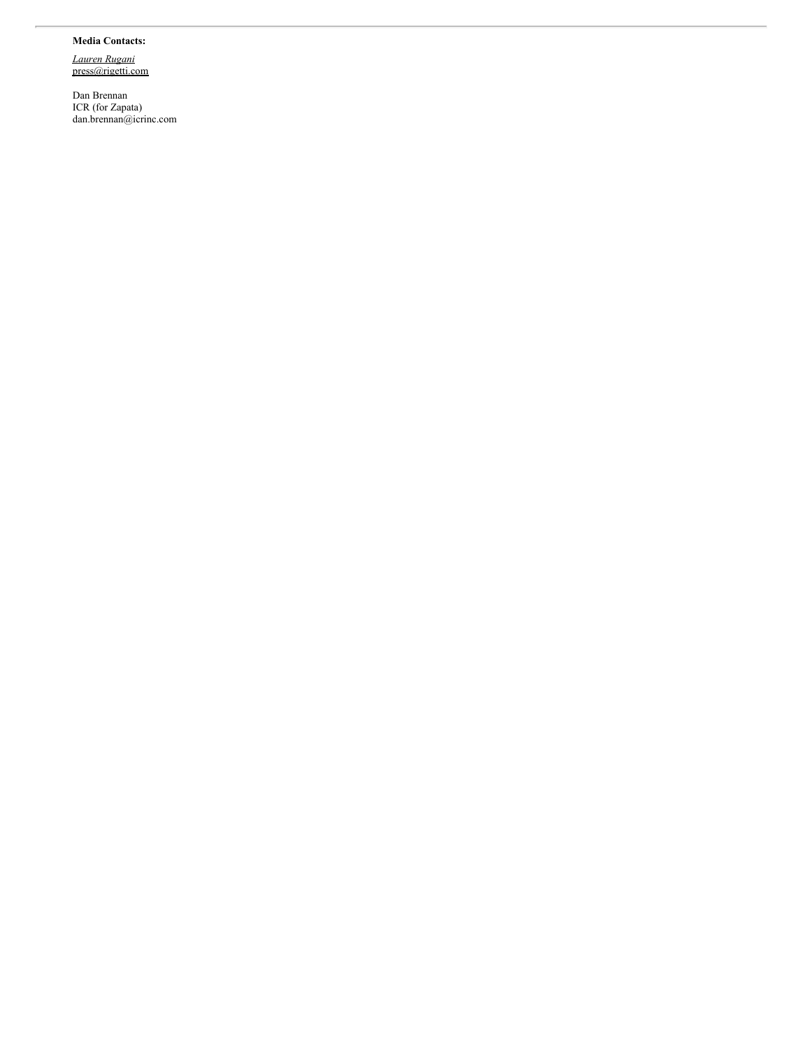**Media Contacts:**

*Lauren Rugani*
press@rigetti.com

Dan Brennan
ICR (for Zapata)
dan.brennan@icrinc.com